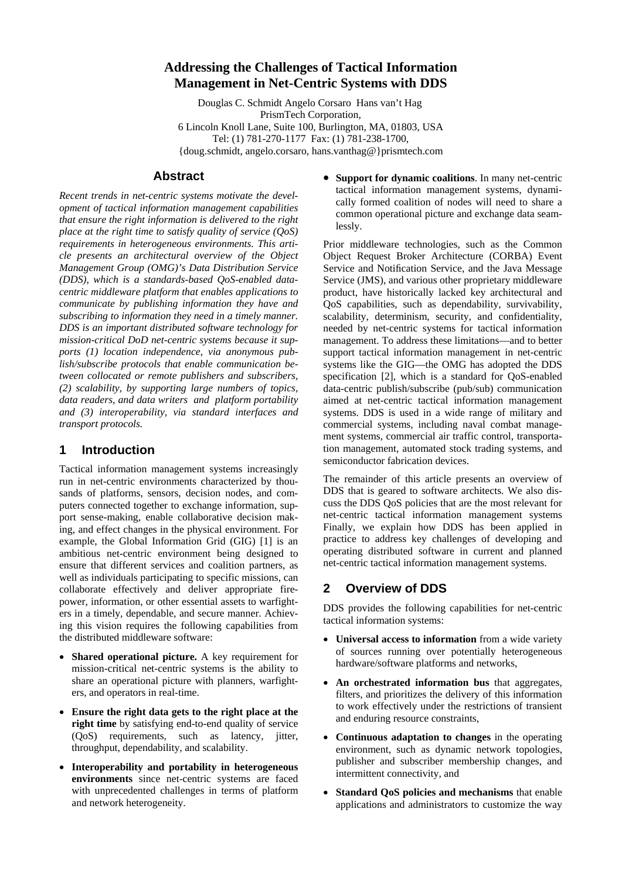# Addressing the Challenges of Tactical Information Management in Net-Centric Systems with DDS

Douglas C. Schmidt Angelo Corsaro Hans van't Hag
PrismTech Corporation,
6 Lincoln Knoll Lane, Suite 100, Burlington, MA, 01803, USA
Tel: (1) 781-270-1177 Fax: (1) 781-238-1700,
{doug.schmidt, angelo.corsaro, hans.vanthag@}prismtech.com

## Abstract

*Recent trends in net-centric systems motivate the development of tactical information management capabilities that ensure the right information is delivered to the right place at the right time to satisfy quality of service (QoS) requirements in heterogeneous environments. This article presents an architectural overview of the Object Management Group (OMG)'s Data Distribution Service (DDS), which is a standards-based QoS-enabled data-centric middleware platform that enables applications to communicate by publishing information they have and subscribing to information they need in a timely manner. DDS is an important distributed software technology for mission-critical DoD net-centric systems because it supports (1) location independence, via anonymous publish/subscribe protocols that enable communication between collocated or remote publishers and subscribers, (2) scalability, by supporting large numbers of topics, data readers, and data writers and platform portability and (3) interoperability, via standard interfaces and transport protocols.*

## 1 Introduction

Tactical information management systems increasingly run in net-centric environments characterized by thousands of platforms, sensors, decision nodes, and computers connected together to exchange information, support sense-making, enable collaborative decision making, and effect changes in the physical environment. For example, the Global Information Grid (GIG) [1] is an ambitious net-centric environment being designed to ensure that different services and coalition partners, as well as individuals participating to specific missions, can collaborate effectively and deliver appropriate firepower, information, or other essential assets to warfighters in a timely, dependable, and secure manner. Achieving this vision requires the following capabilities from the distributed middleware software:

- **Shared operational picture.** A key requirement for mission-critical net-centric systems is the ability to share an operational picture with planners, warfighters, and operators in real-time.
- **Ensure the right data gets to the right place at the right time** by satisfying end-to-end quality of service (QoS) requirements, such as latency, jitter, throughput, dependability, and scalability.
- **Interoperability and portability in heterogeneous environments** since net-centric systems are faced with unprecedented challenges in terms of platform and network heterogeneity.
- **Support for dynamic coalitions**. In many net-centric tactical information management systems, dynamically formed coalition of nodes will need to share a common operational picture and exchange data seamlessly.

Prior middleware technologies, such as the Common Object Request Broker Architecture (CORBA) Event Service and Notification Service, and the Java Message Service (JMS), and various other proprietary middleware product, have historically lacked key architectural and QoS capabilities, such as dependability, survivability, scalability, determinism, security, and confidentiality, needed by net-centric systems for tactical information management. To address these limitations—and to better support tactical information management in net-centric systems like the GIG—the OMG has adopted the DDS specification [2], which is a standard for QoS-enabled data-centric publish/subscribe (pub/sub) communication aimed at net-centric tactical information management systems. DDS is used in a wide range of military and commercial systems, including naval combat management systems, commercial air traffic control, transportation management, automated stock trading systems, and semiconductor fabrication devices.

The remainder of this article presents an overview of DDS that is geared to software architects. We also discuss the DDS QoS policies that are the most relevant for net-centric tactical information management systems Finally, we explain how DDS has been applied in practice to address key challenges of developing and operating distributed software in current and planned net-centric tactical information management systems.

## 2 Overview of DDS

DDS provides the following capabilities for net-centric tactical information systems:

- **Universal access to information** from a wide variety of sources running over potentially heterogeneous hardware/software platforms and networks,
- **An orchestrated information bus** that aggregates, filters, and prioritizes the delivery of this information to work effectively under the restrictions of transient and enduring resource constraints,
- **Continuous adaptation to changes** in the operating environment, such as dynamic network topologies, publisher and subscriber membership changes, and intermittent connectivity, and
- **Standard QoS policies and mechanisms** that enable applications and administrators to customize the way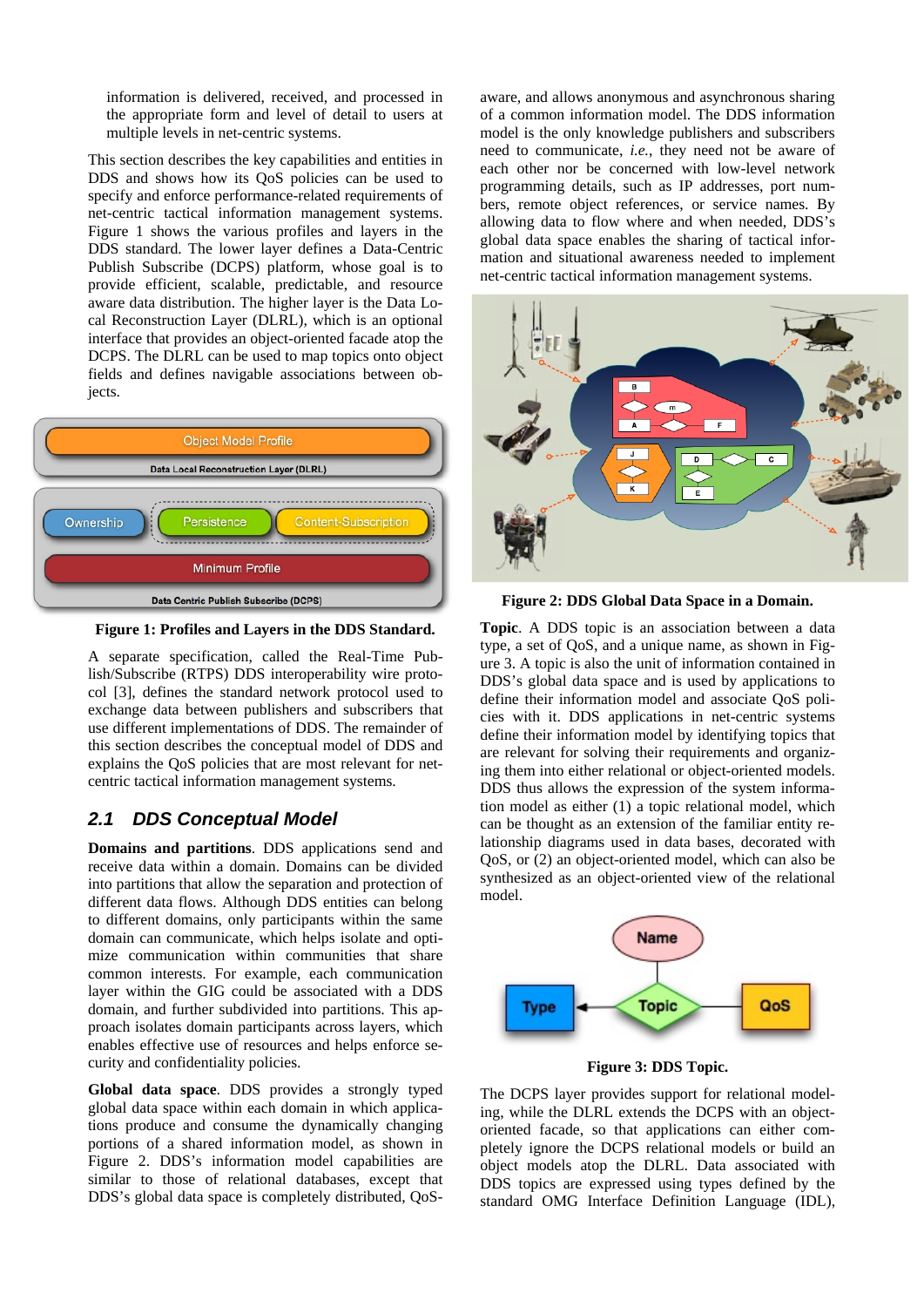information is delivered, received, and processed in the appropriate form and level of detail to users at multiple levels in net-centric systems.

This section describes the key capabilities and entities in DDS and shows how its QoS policies can be used to specify and enforce performance-related requirements of net-centric tactical information management systems. Figure 1 shows the various profiles and layers in the DDS standard. The lower layer defines a Data-Centric Publish Subscribe (DCPS) platform, whose goal is to provide efficient, scalable, predictable, and resource aware data distribution. The higher layer is the Data Local Reconstruction Layer (DLRL), which is an optional interface that provides an object-oriented facade atop the DCPS. The DLRL can be used to map topics onto object fields and defines navigable associations between objects.

**Figure 1: Profiles and Layers in the DDS Standard.**

A separate specification, called the Real-Time Publish/Subscribe (RTPS) DDS interoperability wire protocol [3], defines the standard network protocol used to exchange data between publishers and subscribers that use different implementations of DDS. The remainder of this section describes the conceptual model of DDS and explains the QoS policies that are most relevant for net-centric tactical information management systems.

## 2.1 DDS Conceptual Model

**Domains and partitions**. DDS applications send and receive data within a domain. Domains can be divided into partitions that allow the separation and protection of different data flows. Although DDS entities can belong to different domains, only participants within the same domain can communicate, which helps isolate and optimize communication within communities that share common interests. For example, each communication layer within the GIG could be associated with a DDS domain, and further subdivided into partitions. This approach isolates domain participants across layers, which enables effective use of resources and helps enforce security and confidentiality policies.

**Global data space**. DDS provides a strongly typed global data space within each domain in which applications produce and consume the dynamically changing portions of a shared information model, as shown in Figure 2. DDS's information model capabilities are similar to those of relational databases, except that DDS's global data space is completely distributed, QoS-aware, and allows anonymous and asynchronous sharing of a common information model. The DDS information model is the only knowledge publishers and subscribers need to communicate, *i.e.*, they need not be aware of each other nor be concerned with low-level network programming details, such as IP addresses, port numbers, remote object references, or service names. By allowing data to flow where and when needed, DDS's global data space enables the sharing of tactical information and situational awareness needed to implement net-centric tactical information management systems.

**Figure 2: DDS Global Data Space in a Domain.**

**Topic**. A DDS topic is an association between a data type, a set of QoS, and a unique name, as shown in Figure 3. A topic is also the unit of information contained in DDS's global data space and is used by applications to define their information model and associate QoS policies with it. DDS applications in net-centric systems define their information model by identifying topics that are relevant for solving their requirements and organizing them into either relational or object-oriented models. DDS thus allows the expression of the system information model as either (1) a topic relational model, which can be thought as an extension of the familiar entity relationship diagrams used in data bases, decorated with QoS, or (2) an object-oriented model, which can also be synthesized as an object-oriented view of the relational model.

**Figure 3: DDS Topic.**

The DCPS layer provides support for relational modeling, while the DLRL extends the DCPS with an object-oriented facade, so that applications can either completely ignore the DCPS relational models or build an object models atop the DLRL. Data associated with DDS topics are expressed using types defined by the standard OMG Interface Definition Language (IDL),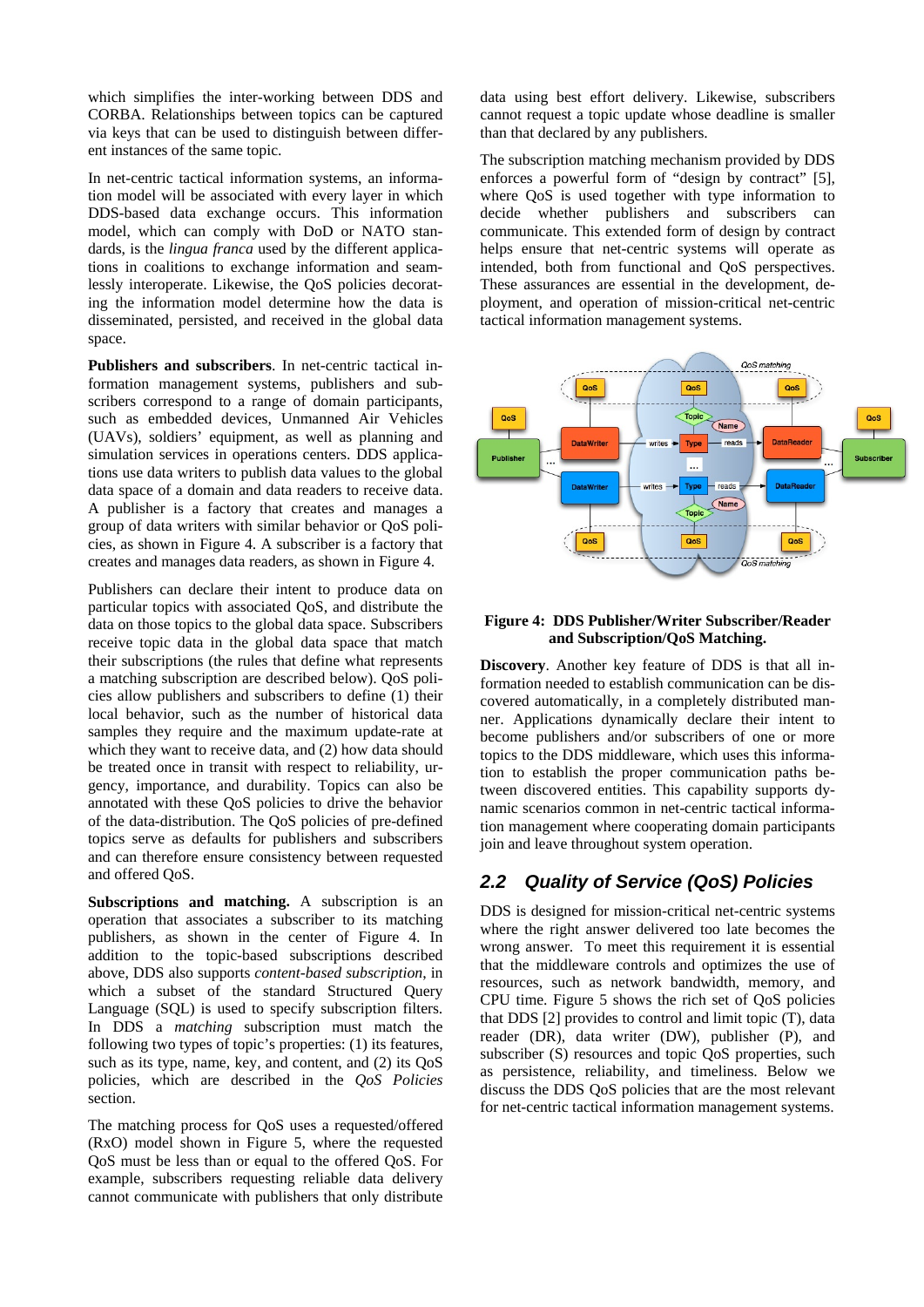which simplifies the inter-working between DDS and CORBA. Relationships between topics can be captured via keys that can be used to distinguish between different instances of the same topic.

In net-centric tactical information systems, an information model will be associated with every layer in which DDS-based data exchange occurs. This information model, which can comply with DoD or NATO standards, is the *lingua franca* used by the different applications in coalitions to exchange information and seamlessly interoperate. Likewise, the QoS policies decorating the information model determine how the data is disseminated, persisted, and received in the global data space.

**Publishers and subscribers**. In net-centric tactical information management systems, publishers and subscribers correspond to a range of domain participants, such as embedded devices, Unmanned Air Vehicles (UAVs), soldiers' equipment, as well as planning and simulation services in operations centers. DDS applications use data writers to publish data values to the global data space of a domain and data readers to receive data. A publisher is a factory that creates and manages a group of data writers with similar behavior or QoS policies, as shown in Figure 4. A subscriber is a factory that creates and manages data readers, as shown in Figure 4.

Publishers can declare their intent to produce data on particular topics with associated QoS, and distribute the data on those topics to the global data space. Subscribers receive topic data in the global data space that match their subscriptions (the rules that define what represents a matching subscription are described below). QoS policies allow publishers and subscribers to define (1) their local behavior, such as the number of historical data samples they require and the maximum update-rate at which they want to receive data, and (2) how data should be treated once in transit with respect to reliability, urgency, importance, and durability. Topics can also be annotated with these QoS policies to drive the behavior of the data-distribution. The QoS policies of pre-defined topics serve as defaults for publishers and subscribers and can therefore ensure consistency between requested and offered QoS.

**Subscriptions and matching.** A subscription is an operation that associates a subscriber to its matching publishers, as shown in the center of Figure 4. In addition to the topic-based subscriptions described above, DDS also supports *content-based subscription*, in which a subset of the standard Structured Query Language (SQL) is used to specify subscription filters. In DDS a *matching* subscription must match the following two types of topic's properties: (1) its features, such as its type, name, key, and content, and (2) its QoS policies, which are described in the *QoS Policies* section.

The matching process for QoS uses a requested/offered (RxO) model shown in Figure 5, where the requested QoS must be less than or equal to the offered QoS. For example, subscribers requesting reliable data delivery cannot communicate with publishers that only distribute data using best effort delivery. Likewise, subscribers cannot request a topic update whose deadline is smaller than that declared by any publishers.

The subscription matching mechanism provided by DDS enforces a powerful form of "design by contract" [5], where QoS is used together with type information to decide whether publishers and subscribers can communicate. This extended form of design by contract helps ensure that net-centric systems will operate as intended, both from functional and QoS perspectives. These assurances are essential in the development, deployment, and operation of mission-critical net-centric tactical information management systems.

**Figure 4: DDS Publisher/Writer Subscriber/Reader and Subscription/QoS Matching.**

**Discovery**. Another key feature of DDS is that all information needed to establish communication can be discovered automatically, in a completely distributed manner. Applications dynamically declare their intent to become publishers and/or subscribers of one or more topics to the DDS middleware, which uses this information to establish the proper communication paths between discovered entities. This capability supports dynamic scenarios common in net-centric tactical information management where cooperating domain participants join and leave throughout system operation.

## 2.2 Quality of Service (QoS) Policies

DDS is designed for mission-critical net-centric systems where the right answer delivered too late becomes the wrong answer. To meet this requirement it is essential that the middleware controls and optimizes the use of resources, such as network bandwidth, memory, and CPU time. Figure 5 shows the rich set of QoS policies that DDS [2] provides to control and limit topic (T), data reader (DR), data writer (DW), publisher (P), and subscriber (S) resources and topic QoS properties, such as persistence, reliability, and timeliness. Below we discuss the DDS QoS policies that are the most relevant for net-centric tactical information management systems.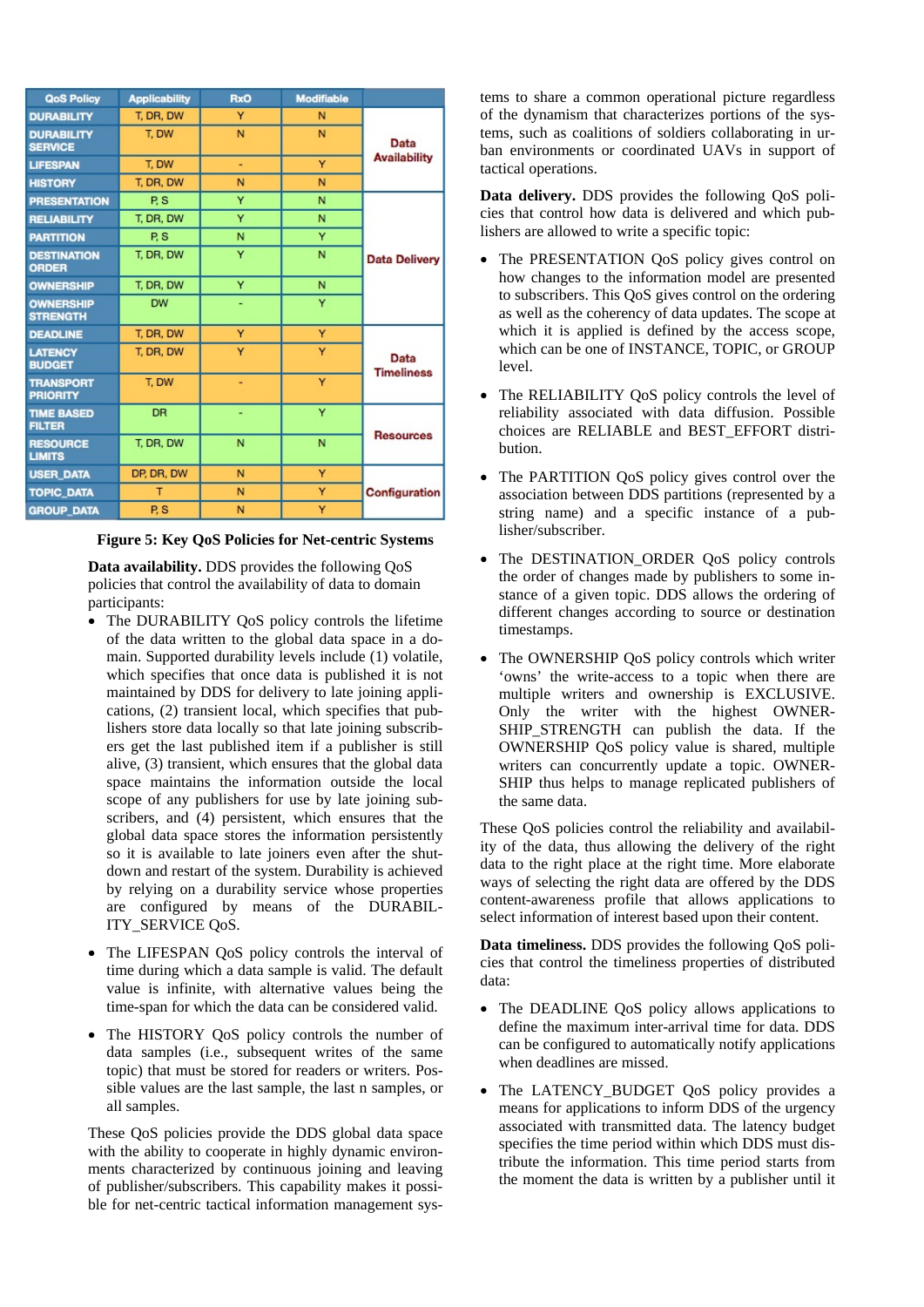| QoS Policy | Applicability | RxO | Modifiable | |
|---|---|---|---|---|
| DURABILITY | T, DR, DW | Y | N | Data Availability |
| DURABILITY SERVICE | T, DW | N | N | |
| LIFESPAN | T, DW | - | Y | |
| HISTORY | T, DR, DW | N | N | |
| PRESENTATION | P, S | Y | N | Data Delivery |
| RELIABILITY | T, DR, DW | Y | N | |
| PARTITION | P, S | N | Y | |
| DESTINATION ORDER | T, DR, DW | Y | N | |
| OWNERSHIP | T, DR, DW | Y | N | |
| OWNERSHIP STRENGTH | DW | - | Y | |
| DEADLINE | T, DR, DW | Y | Y | Data Timeliness |
| LATENCY BUDGET | T, DR, DW | Y | Y | |
| TRANSPORT PRIORITY | T, DW | - | Y | |
| TIME BASED FILTER | DR | - | Y | Resources |
| RESOURCE LIMITS | T, DR, DW | N | N | |
| USER_DATA | DP, DR, DW | N | Y | Configuration |
| TOPIC_DATA | T | N | Y | |
| GROUP_DATA | P, S | N | Y | |

**Figure 5: Key QoS Policies for Net-centric Systems**

**Data availability.** DDS provides the following QoS policies that control the availability of data to domain participants:

- The DURABILITY QoS policy controls the lifetime of the data written to the global data space in a domain. Supported durability levels include (1) volatile, which specifies that once data is published it is not maintained by DDS for delivery to late joining applications, (2) transient local, which specifies that publishers store data locally so that late joining subscribers get the last published item if a publisher is still alive, (3) transient, which ensures that the global data space maintains the information outside the local scope of any publishers for use by late joining subscribers, and (4) persistent, which ensures that the global data space stores the information persistently so it is available to late joiners even after the shutdown and restart of the system. Durability is achieved by relying on a durability service whose properties are configured by means of the DURABILITY_SERVICE QoS.

- The LIFESPAN QoS policy controls the interval of time during which a data sample is valid. The default value is infinite, with alternative values being the time-span for which the data can be considered valid.

- The HISTORY QoS policy controls the number of data samples (i.e., subsequent writes of the same topic) that must be stored for readers or writers. Possible values are the last sample, the last n samples, or all samples.

These QoS policies provide the DDS global data space with the ability to cooperate in highly dynamic environments characterized by continuous joining and leaving of publisher/subscribers. This capability makes it possible for net-centric tactical information management systems to share a common operational picture regardless of the dynamism that characterizes portions of the systems, such as coalitions of soldiers collaborating in urban environments or coordinated UAVs in support of tactical operations.

**Data delivery.** DDS provides the following QoS policies that control how data is delivered and which publishers are allowed to write a specific topic:

- The PRESENTATION QoS policy gives control on how changes to the information model are presented to the subscribers. This QoS gives control on the ordering as well as the coherency of data updates. The scope at which it is applied is defined by the access scope, which can be one of INSTANCE, TOPIC, or GROUP level.

- The RELIABILITY QoS policy controls the level of reliability associated with data diffusion. Possible choices are RELIABLE and BEST_EFFORT distribution.

- The PARTITION QoS policy gives control over the association between DDS partitions (represented by a string name) and a specific instance of a publisher/subscriber.

- The DESTINATION_ORDER QoS policy controls the order of changes made by publishers to some instance of a given topic. DDS allows the ordering of different changes according to source or destination timestamps.

- The OWNERSHIP QoS policy controls which writer 'owns' the write-access to a topic when there are multiple writers and ownership is EXCLUSIVE. Only the writer with the highest OWNERSHIP_STRENGTH can publish the data. If the OWNERSHIP QoS policy value is shared, multiple writers can concurrently update a topic. OWNERSHIP thus helps to manage replicated publishers of the same data.

These QoS policies control the reliability and availability of the data, thus allowing the delivery of the right data to the right place at the right time. More elaborate ways of selecting the right data are offered by the DDS content-awareness profile that allows applications to select information of interest based upon their content.

**Data timeliness.** DDS provides the following QoS policies that control the timeliness properties of distributed data:

- The DEADLINE QoS policy allows applications to define the maximum inter-arrival time for data. DDS can be configured to automatically notify applications when deadlines are missed.

- The LATENCY_BUDGET QoS policy provides a means for applications to inform DDS of the urgency associated with transmitted data. The latency budget specifies the time period within which DDS must distribute the information. This time period starts from the moment the data is written by a publisher until it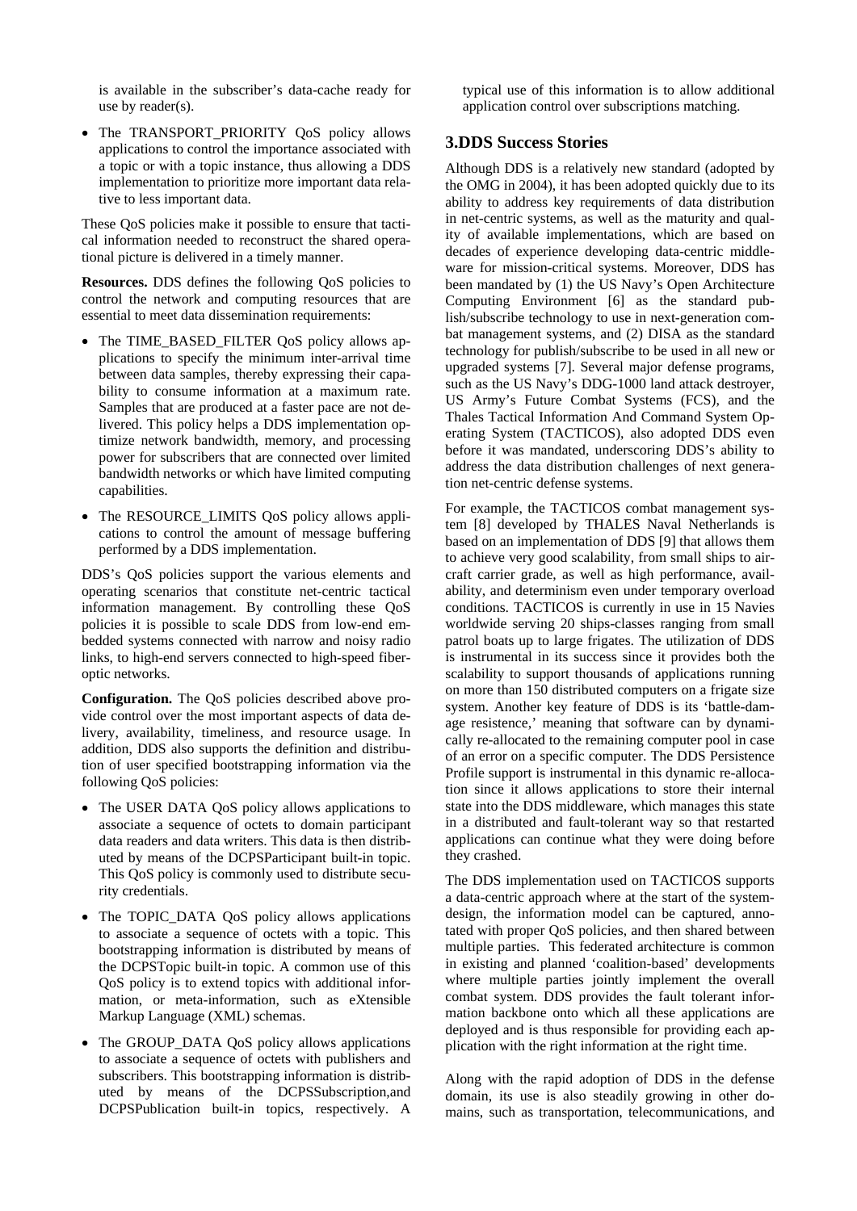is available in the subscriber's data-cache ready for use by reader(s).

- The TRANSPORT_PRIORITY QoS policy allows applications to control the importance associated with a topic or with a topic instance, thus allowing a DDS implementation to prioritize more important data relative to less important data.

These QoS policies make it possible to ensure that tactical information needed to reconstruct the shared operational picture is delivered in a timely manner.

**Resources.** DDS defines the following QoS policies to control the network and computing resources that are essential to meet data dissemination requirements:

- The TIME_BASED_FILTER QoS policy allows applications to specify the minimum inter-arrival time between data samples, thereby expressing their capability to consume information at a maximum rate. Samples that are produced at a faster pace are not delivered. This policy helps a DDS implementation optimize network bandwidth, memory, and processing power for subscribers that are connected over limited bandwidth networks or which have limited computing capabilities.
- The RESOURCE_LIMITS QoS policy allows applications to control the amount of message buffering performed by a DDS implementation.

DDS's QoS policies support the various elements and operating scenarios that constitute net-centric tactical information management. By controlling these QoS policies it is possible to scale DDS from low-end embedded systems connected with narrow and noisy radio links, to high-end servers connected to high-speed fiber-optic networks.

**Configuration.** The QoS policies described above provide control over the most important aspects of data delivery, availability, timeliness, and resource usage. In addition, DDS also supports the definition and distribution of user specified bootstrapping information via the following QoS policies:

- The USER DATA QoS policy allows applications to associate a sequence of octets to domain participant data readers and data writers. This data is then distributed by means of the DCPSParticipant built-in topic. This QoS policy is commonly used to distribute security credentials.
- The TOPIC_DATA QoS policy allows applications to associate a sequence of octets with a topic. This bootstrapping information is distributed by means of the DCPSTopic built-in topic. A common use of this QoS policy is to extend topics with additional information, or meta-information, such as eXtensible Markup Language (XML) schemas.
- The GROUP_DATA QoS policy allows applications to associate a sequence of octets with publishers and subscribers. This bootstrapping information is distributed by means of the DCPSSubscription,and DCPSPublication built-in topics, respectively. A typical use of this information is to allow additional application control over subscriptions matching.

## 3.DDS Success Stories

Although DDS is a relatively new standard (adopted by the OMG in 2004), it has been adopted quickly due to its ability to address key requirements of data distribution in net-centric systems, as well as the maturity and quality of available implementations, which are based on decades of experience developing data-centric middleware for mission-critical systems. Moreover, DDS has been mandated by (1) the US Navy's Open Architecture Computing Environment [6] as the standard publish/subscribe technology to use in next-generation combat management systems, and (2) DISA as the standard technology for publish/subscribe to be used in all new or upgraded systems [7]. Several major defense programs, such as the US Navy's DDG-1000 land attack destroyer, US Army's Future Combat Systems (FCS), and the Thales Tactical Information And Command System Operating System (TACTICOS), also adopted DDS even before it was mandated, underscoring DDS's ability to address the data distribution challenges of next generation net-centric defense systems.

For example, the TACTICOS combat management system [8] developed by THALES Naval Netherlands is based on an implementation of DDS [9] that allows them to achieve very good scalability, from small ships to aircraft carrier grade, as well as high performance, availability, and determinism even under temporary overload conditions. TACTICOS is currently in use in 15 Navies worldwide serving 20 ships-classes ranging from small patrol boats up to large frigates. The utilization of DDS is instrumental in its success since it provides both the scalability to support thousands of applications running on more than 150 distributed computers on a frigate size system. Another key feature of DDS is its 'battle-damage resistence,' meaning that software can by dynamically re-allocated to the remaining computer pool in case of an error on a specific computer. The DDS Persistence Profile support is instrumental in this dynamic re-allocation since it allows applications to store their internal state into the DDS middleware, which manages this state in a distributed and fault-tolerant way so that restarted applications can continue what they were doing before they crashed.

The DDS implementation used on TACTICOS supports a data-centric approach where at the start of the system-design, the information model can be captured, annotated with proper QoS policies, and then shared between multiple parties. This federated architecture is common in existing and planned 'coalition-based' developments where multiple parties jointly implement the overall combat system. DDS provides the fault tolerant information backbone onto which all these applications are deployed and is thus responsible for providing each application with the right information at the right time.

Along with the rapid adoption of DDS in the defense domain, its use is also steadily growing in other domains, such as transportation, telecommunications, and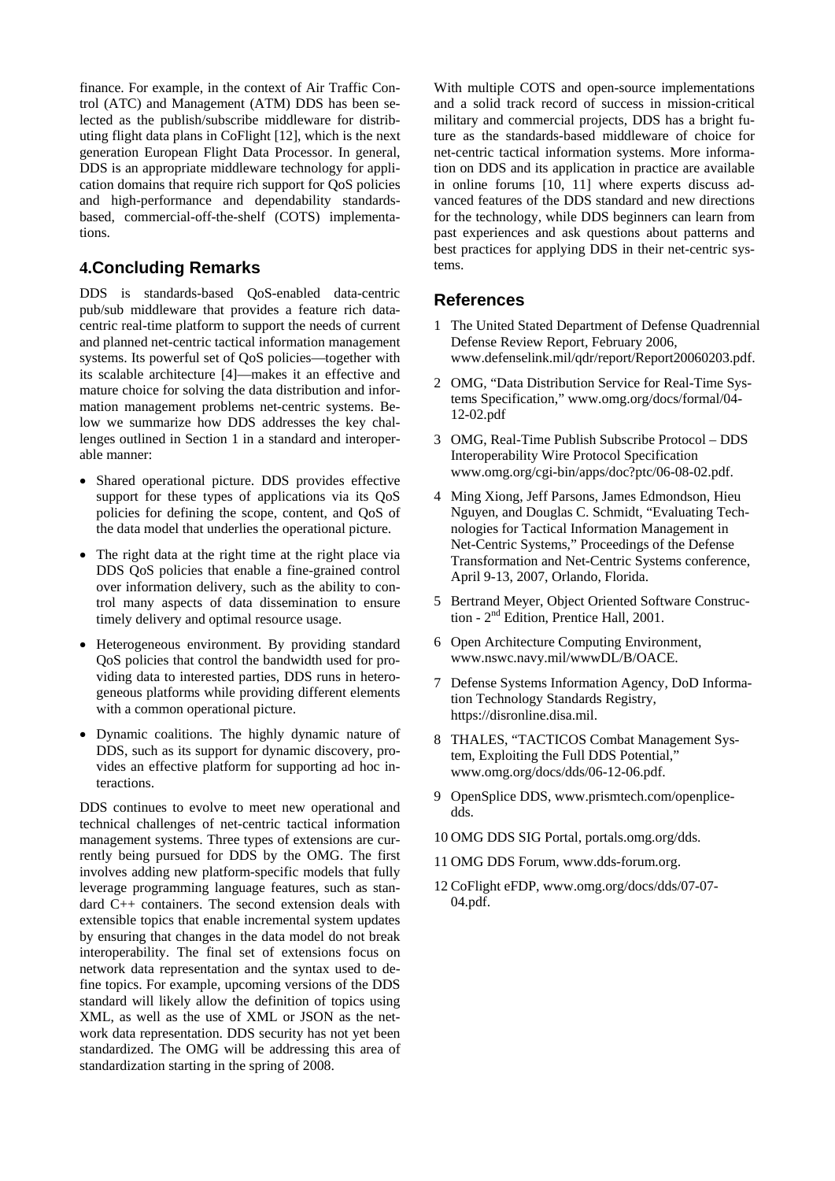finance. For example, in the context of Air Traffic Control (ATC) and Management (ATM) DDS has been selected as the publish/subscribe middleware for distributing flight data plans in CoFlight [12], which is the next generation European Flight Data Processor. In general, DDS is an appropriate middleware technology for application domains that require rich support for QoS policies and high-performance and dependability standards-based, commercial-off-the-shelf (COTS) implementations.

## 4. Concluding Remarks

DDS is standards-based QoS-enabled data-centric pub/sub middleware that provides a feature rich data-centric real-time platform to support the needs of current and planned net-centric tactical information management systems. Its powerful set of QoS policies—together with its scalable architecture [4]—makes it an effective and mature choice for solving the data distribution and information management problems net-centric systems. Below we summarize how DDS addresses the key challenges outlined in Section 1 in a standard and interoperable manner:

- Shared operational picture. DDS provides effective support for these types of applications via its QoS policies for defining the scope, content, and QoS of the data model that underlies the operational picture.
- The right data at the right time at the right place via DDS QoS policies that enable a fine-grained control over information delivery, such as the ability to control many aspects of data dissemination to ensure timely delivery and optimal resource usage.
- Heterogeneous environment. By providing standard QoS policies that control the bandwidth used for providing data to interested parties, DDS runs in heterogeneous platforms while providing different elements with a common operational picture.
- Dynamic coalitions. The highly dynamic nature of DDS, such as its support for dynamic discovery, provides an effective platform for supporting ad hoc interactions.

DDS continues to evolve to meet new operational and technical challenges of net-centric tactical information management systems. Three types of extensions are currently being pursued for DDS by the OMG. The first involves adding new platform-specific models that fully leverage programming language features, such as standard C++ containers. The second extension deals with extensible topics that enable incremental system updates by ensuring that changes in the data model do not break interoperability. The final set of extensions focus on network data representation and the syntax used to define topics. For example, upcoming versions of the DDS standard will likely allow the definition of topics using XML, as well as the use of XML or JSON as the network data representation. DDS security has not yet been standardized. The OMG will be addressing this area of standardization starting in the spring of 2008.

With multiple COTS and open-source implementations and a solid track record of success in mission-critical military and commercial projects, DDS has a bright future as the standards-based middleware of choice for net-centric tactical information systems. More information on DDS and its application in practice are available in online forums [10, 11] where experts discuss advanced features of the DDS standard and new directions for the technology, while DDS beginners can learn from past experiences and ask questions about patterns and best practices for applying DDS in their net-centric systems.

## References

1. The United Stated Department of Defense Quadrennial Defense Review Report, February 2006, www.defenselink.mil/qdr/report/Report20060203.pdf.
2. OMG, "Data Distribution Service for Real-Time Systems Specification," www.omg.org/docs/formal/04-12-02.pdf
3. OMG, Real-Time Publish Subscribe Protocol – DDS Interoperability Wire Protocol Specification www.omg.org/cgi-bin/apps/doc?ptc/06-08-02.pdf.
4. Ming Xiong, Jeff Parsons, James Edmondson, Hieu Nguyen, and Douglas C. Schmidt, "Evaluating Technologies for Tactical Information Management in Net-Centric Systems," Proceedings of the Defense Transformation and Net-Centric Systems conference, April 9-13, 2007, Orlando, Florida.
5. Bertrand Meyer, Object Oriented Software Construction - 2nd Edition, Prentice Hall, 2001.
6. Open Architecture Computing Environment, www.nswc.navy.mil/wwwDL/B/OACE.
7. Defense Systems Information Agency, DoD Information Technology Standards Registry, https://disronline.disa.mil.
8. THALES, "TACTICOS Combat Management System, Exploiting the Full DDS Potential," www.omg.org/docs/dds/06-12-06.pdf.
9. OpenSplice DDS, www.prismtech.com/openplice-dds.
10. OMG DDS SIG Portal, portals.omg.org/dds.
11. OMG DDS Forum, www.dds-forum.org.
12. CoFlight eFDP, www.omg.org/docs/dds/07-07-04.pdf.